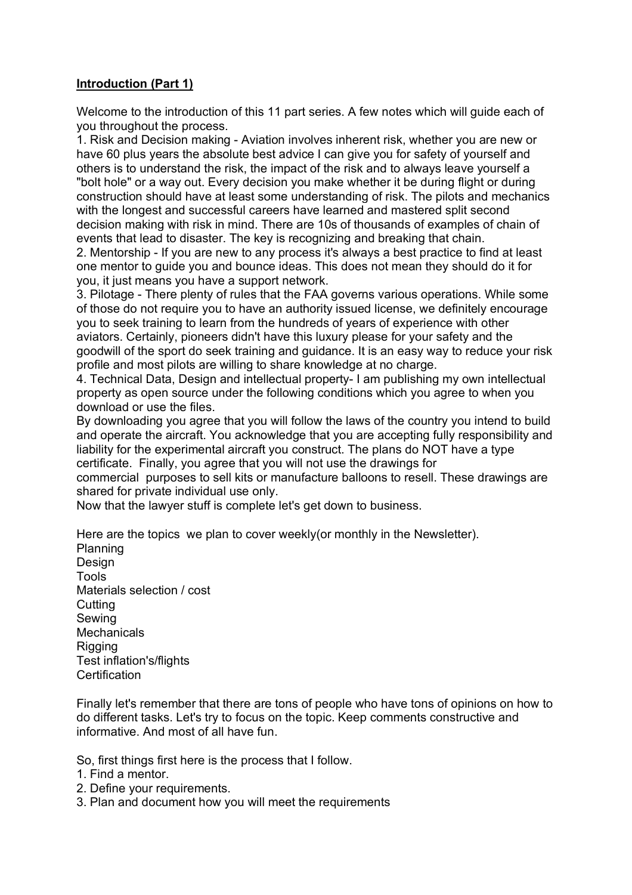**Introduction (Part 1)**

Welcome to the introduction of this 11 part series. A few notes which will guide each of you throughout the process.

1. Risk and Decision making - Aviation involves inherent risk, whether you are new or have 60 plus years the absolute best advice I can give you for safety of yourself and others is to understand the risk, the impact of the risk and to always leave yourself a "bolt hole" or a way out. Every decision you make whether it be during flight or during construction should have at least some understanding of risk. The pilots and mechanics with the longest and successful careers have learned and mastered split second decision making with risk in mind. There are 10s of thousands of examples of chain of events that lead to disaster. The key is recognizing and breaking that chain.
2. Mentorship - If you are new to any process it's always a best practice to find at least one mentor to guide you and bounce ideas. This does not mean they should do it for you, it just means you have a support network.
3. Pilotage - There plenty of rules that the FAA governs various operations. While some of those do not require you to have an authority issued license, we definitely encourage you to seek training to learn from the hundreds of years of experience with other aviators. Certainly, pioneers didn't have this luxury please for your safety and the goodwill of the sport do seek training and guidance. It is an easy way to reduce your risk profile and most pilots are willing to share knowledge at no charge.
4. Technical Data, Design and intellectual property- I am publishing my own intellectual property as open source under the following conditions which you agree to when you download or use the files.

By downloading you agree that you will follow the laws of the country you intend to build and operate the aircraft. You acknowledge that you are accepting fully responsibility and liability for the experimental aircraft you construct. The plans do NOT have a type certificate. Finally, you agree that you will not use the drawings for commercial purposes to sell kits or manufacture balloons to resell. These drawings are shared for private individual use only.

Now that the lawyer stuff is complete let's get down to business.

Here are the topics we plan to cover weekly(or monthly in the Newsletter).

Planning
Design
Tools
Materials selection / cost
Cutting
Sewing
Mechanicals
Rigging
Test inflation's/flights
Certification

Finally let's remember that there are tons of people who have tons of opinions on how to do different tasks. Let's try to focus on the topic. Keep comments constructive and informative. And most of all have fun.

So, first things first here is the process that I follow.

1. Find a mentor.
2. Define your requirements.
3. Plan and document how you will meet the requirements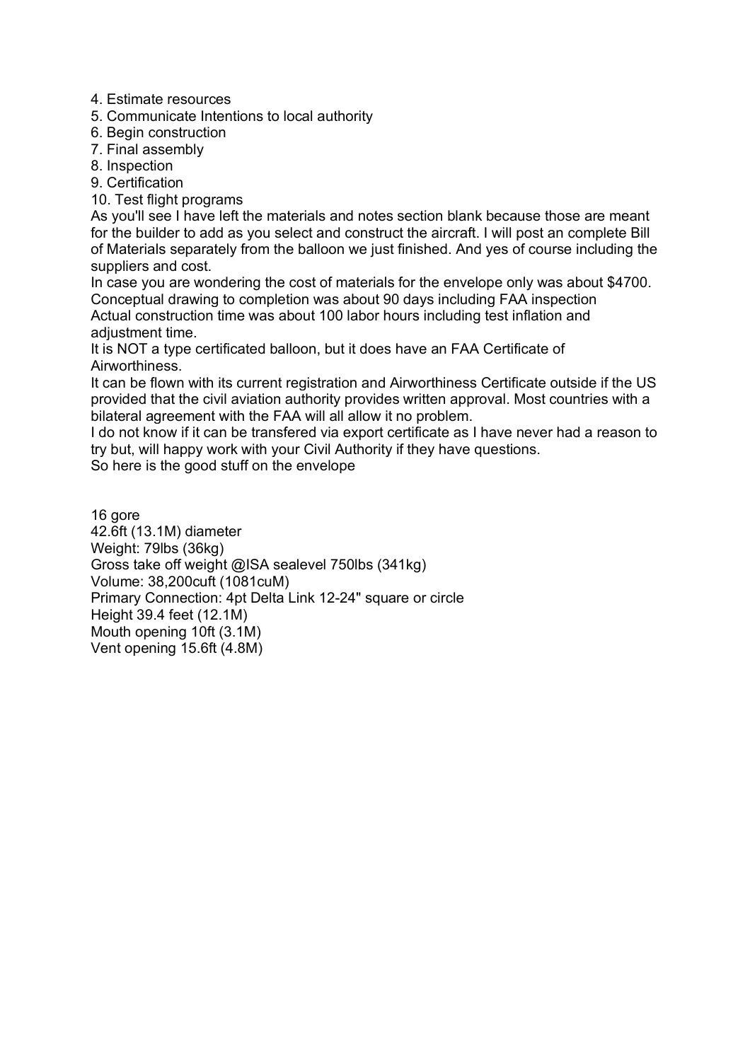4. Estimate resources
5. Communicate Intentions to local authority
6. Begin construction
7. Final assembly
8. Inspection
9. Certification
10. Test flight programs

As you'll see I have left the materials and notes section blank because those are meant for the builder to add as you select and construct the aircraft. I will post an complete Bill of Materials separately from the balloon we just finished. And yes of course including the suppliers and cost.

In case you are wondering the cost of materials for the envelope only was about $4700.

Conceptual drawing to completion was about 90 days including FAA inspection

Actual construction time was about 100 labor hours including test inflation and adjustment time.

It is NOT a type certificated balloon, but it does have an FAA Certificate of Airworthiness.

It can be flown with its current registration and Airworthiness Certificate outside if the US provided that the civil aviation authority provides written approval. Most countries with a bilateral agreement with the FAA will all allow it no problem.

I do not know if it can be transfered via export certificate as I have never had a reason to try but, will happy work with your Civil Authority if they have questions.

So here is the good stuff on the envelope

16 gore
42.6ft (13.1M) diameter
Weight: 79lbs (36kg)
Gross take off weight @ISA sealevel 750lbs (341kg)
Volume: 38,200cuft (1081cuM)
Primary Connection: 4pt Delta Link 12-24" square or circle
Height 39.4 feet (12.1M)
Mouth opening 10ft (3.1M)
Vent opening 15.6ft (4.8M)